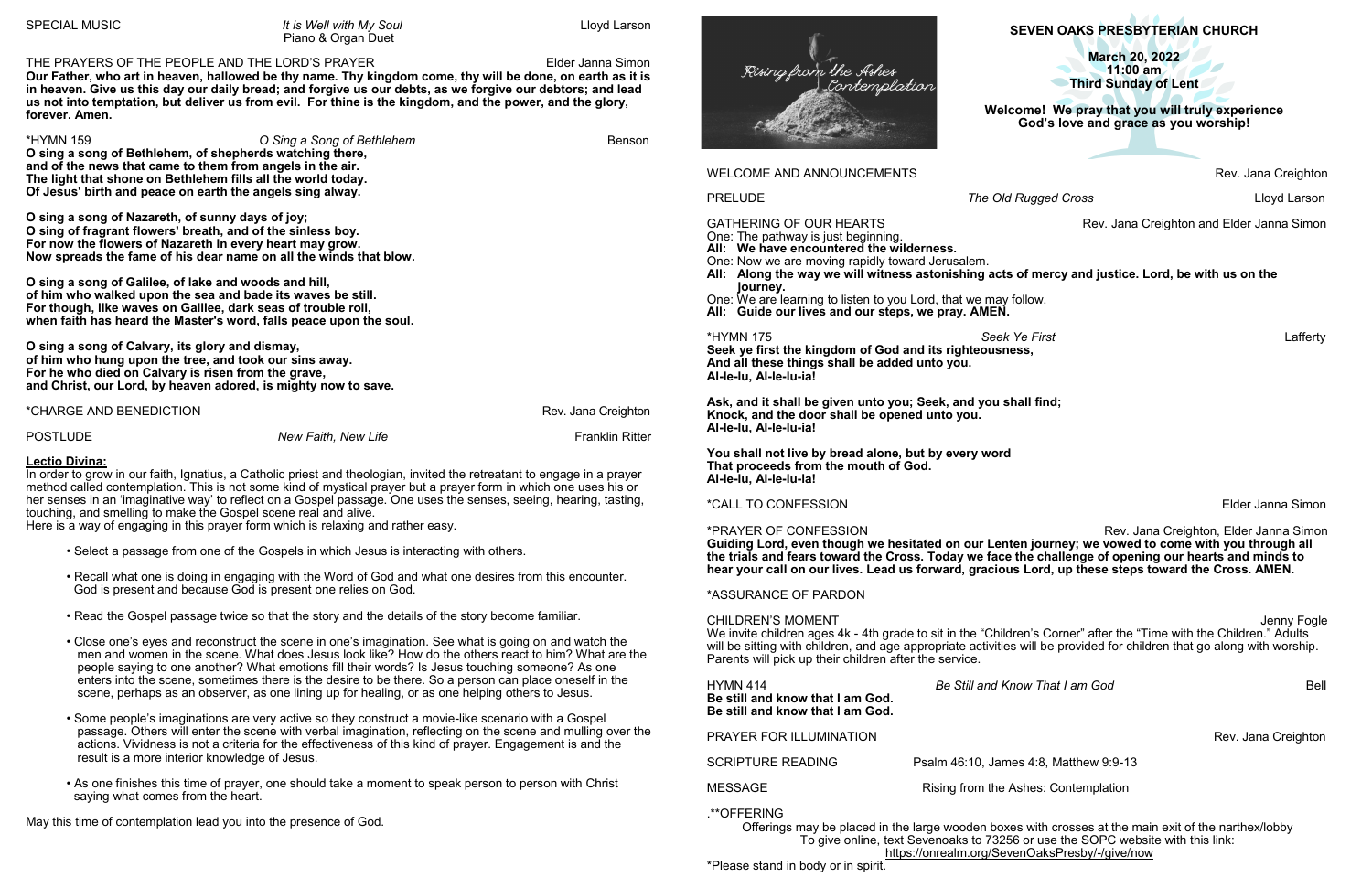# SEVEN OAKS PRESBYTERIAN CHURCH

**March 20, 2022**
**11:00 am**
**Third Sunday of Lent**

**Welcome! We pray that you will truly experience God's love and grace as you worship!**

Rising from the Ashes Contemplation

WELCOME AND ANNOUNCEMENTS — Rev. Jana Creighton

PRELUDE — *The Old Rugged Cross* — Lloyd Larson

GATHERING OF OUR HEARTS — Rev. Jana Creighton and Elder Janna Simon

One: The pathway is just beginning.
**All: We have encountered the wilderness.**
One: Now we are moving rapidly toward Jerusalem.
**All: Along the way we will witness astonishing acts of mercy and justice. Lord, be with us on the journey.**
One: We are learning to listen to you Lord, that we may follow.
**All: Guide our lives and our steps, we pray. AMEN.**

*HYMN 175 — *Seek Ye First* — Lafferty

**Seek ye first the kingdom of God and its righteousness,**
**And all these things shall be added unto you.**
**Al-le-lu, Al-le-lu-ia!**

**Ask, and it shall be given unto you; Seek, and you shall find;**
**Knock, and the door shall be opened unto you.**
**Al-le-lu, Al-le-lu-ia!**

**You shall not live by bread alone, but by every word**
**That proceeds from the mouth of God.**
**Al-le-lu, Al-le-lu-ia!**

*CALL TO CONFESSION — Elder Janna Simon

*PRAYER OF CONFESSION — Rev. Jana Creighton, Elder Janna Simon

**Guiding Lord, even though we hesitated on our Lenten journey; we vowed to come with you through all the trials and fears toward the Cross. Today we face the challenge of opening our hearts and minds to hear your call on our lives. Lead us forward, gracious Lord, up these steps toward the Cross. AMEN.**

*ASSURANCE OF PARDON

CHILDREN'S MOMENT — Jenny Fogle

We invite children ages 4k - 4th grade to sit in the "Children's Corner" after the "Time with the Children." Adults will be sitting with children, and age appropriate activities will be provided for children that go along with worship. Parents will pick up their children after the service.

HYMN 414 — *Be Still and Know That I am God* — Bell

**Be still and know that I am God.**
**Be still and know that I am God.**

PRAYER FOR ILLUMINATION — Rev. Jana Creighton

SCRIPTURE READING — Psalm 46:10, James 4:8, Matthew 9:9-13

MESSAGE — Rising from the Ashes: Contemplation

.**OFFERING

Offerings may be placed in the large wooden boxes with crosses at the main exit of the narthex/lobby
To give online, text Sevenoaks to 73256 or use the SOPC website with this link:
https://onrealm.org/SevenOaksPresby/-/give/now

SPECIAL MUSIC — *It is Well with My Soul* — Lloyd Larson
Piano & Organ Duet

THE PRAYERS OF THE PEOPLE AND THE LORD'S PRAYER — Elder Janna Simon

**Our Father, who art in heaven, hallowed be thy name. Thy kingdom come, thy will be done, on earth as it is in heaven. Give us this day our daily bread; and forgive us our debts, as we forgive our debtors; and lead us not into temptation, but deliver us from evil. For thine is the kingdom, and the power, and the glory, forever. Amen.**

*HYMN 159 — *O Sing a Song of Bethlehem* — Benson

**O sing a song of Bethlehem, of shepherds watching there,**
**and of the news that came to them from angels in the air.**
**The light that shone on Bethlehem fills all the world today.**
**Of Jesus' birth and peace on earth the angels sing alway.**

**O sing a song of Nazareth, of sunny days of joy;**
**O sing of fragrant flowers' breath, and of the sinless boy.**
**For now the flowers of Nazareth in every heart may grow.**
**Now spreads the fame of his dear name on all the winds that blow.**

**O sing a song of Galilee, of lake and woods and hill,**
**of him who walked upon the sea and bade its waves be still.**
**For though, like waves on Galilee, dark seas of trouble roll,**
**when faith has heard the Master's word, falls peace upon the soul.**

**O sing a song of Calvary, its glory and dismay,**
**of him who hung upon the tree, and took our sins away.**
**For he who died on Calvary is risen from the grave,**
**and Christ, our Lord, by heaven adored, is mighty now to save.**

*CHARGE AND BENEDICTION — Rev. Jana Creighton

POSTLUDE — *New Faith, New Life* — Franklin Ritter

*Please stand in body or in spirit.

**Lectio Divina:**

In order to grow in our faith, Ignatius, a Catholic priest and theologian, invited the retreatant to engage in a prayer method called contemplation. This is not some kind of mystical prayer but a prayer form in which one uses his or her senses in an 'imaginative way' to reflect on a Gospel passage. One uses the senses, seeing, hearing, tasting, touching, and smelling to make the Gospel scene real and alive.
Here is a way of engaging in this prayer form which is relaxing and rather easy.

- Select a passage from one of the Gospels in which Jesus is interacting with others.
- Recall what one is doing in engaging with the Word of God and what one desires from this encounter. God is present and because God is present one relies on God.
- Read the Gospel passage twice so that the story and the details of the story become familiar.
- Close one's eyes and reconstruct the scene in one's imagination. See what is going on and watch the men and women in the scene. What does Jesus look like? How do the others react to him? What are the people saying to one another? What emotions fill their words? Is Jesus touching someone? As one enters into the scene, sometimes there is the desire to be there. So a person can place oneself in the scene, perhaps as an observer, as one lining up for healing, or as one helping others to Jesus.
- Some people's imaginations are very active so they construct a movie-like scenario with a Gospel passage. Others will enter the scene with verbal imagination, reflecting on the scene and mulling over the actions. Vividness is not a criteria for the effectiveness of this kind of prayer. Engagement is and the result is a more interior knowledge of Jesus.
- As one finishes this time of prayer, one should take a moment to speak person to person with Christ saying what comes from the heart.

May this time of contemplation lead you into the presence of God.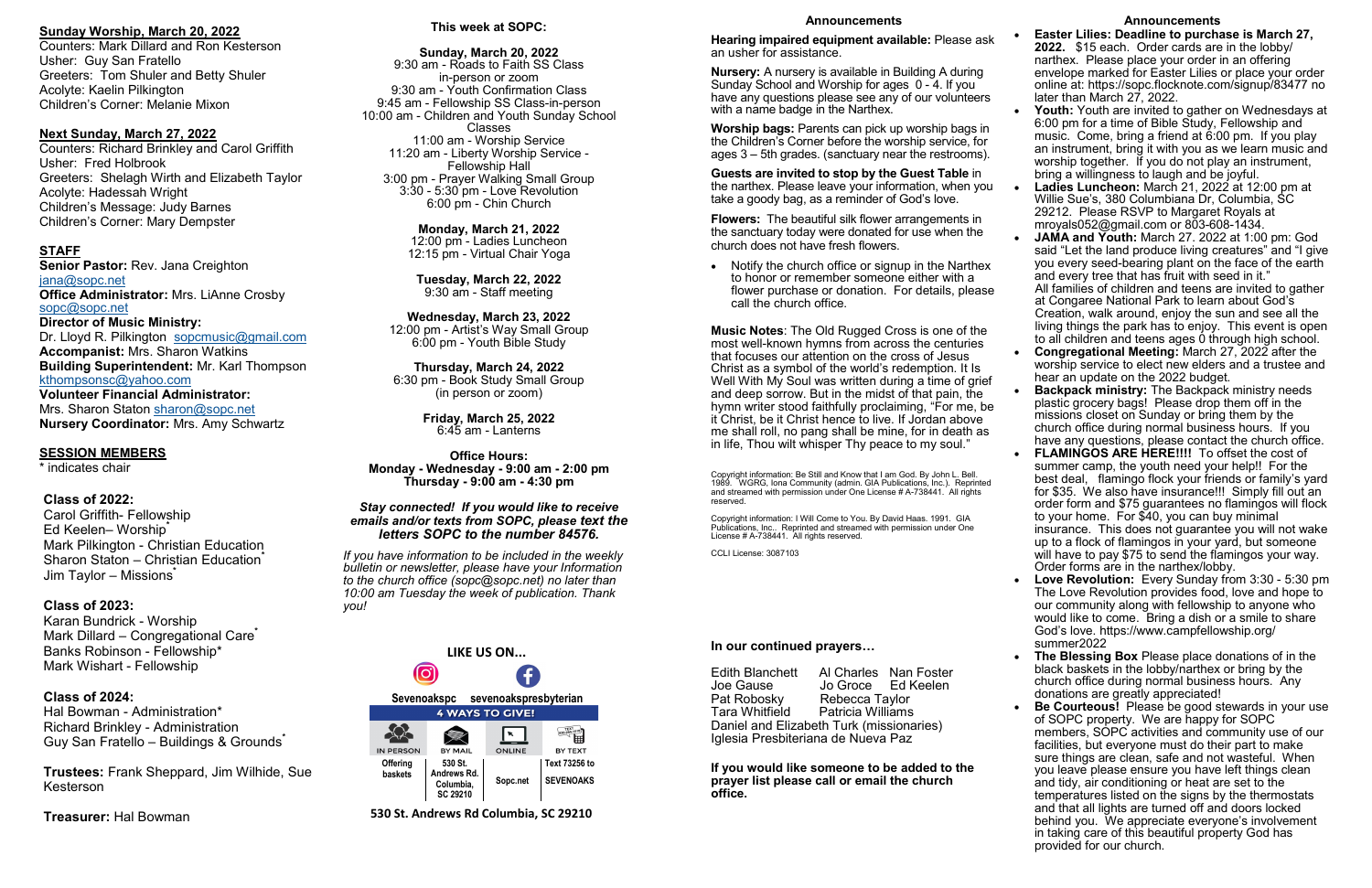## Sunday Worship, March 20, 2022

Counters: Mark Dillard and Ron Kesterson
Usher: Guy San Fratello
Greeters: Tom Shuler and Betty Shuler
Acolyte: Kaelin Pilkington
Children's Corner: Melanie Mixon

## Next Sunday, March 27, 2022

Counters: Richard Brinkley and Carol Griffith
Usher: Fred Holbrook
Greeters: Shelagh Wirth and Elizabeth Taylor
Acolyte: Hadessah Wright
Children's Message: Judy Barnes
Children's Corner: Mary Dempster

## STAFF

**Senior Pastor:** Rev. Jana Creighton
jana@sopc.net
**Office Administrator:** Mrs. LiAnne Crosby
sopc@sopc.net
**Director of Music Ministry:**
Dr. Lloyd R. Pilkington sopcmusic@gmail.com
**Accompanist:** Mrs. Sharon Watkins
**Building Superintendent:** Mr. Karl Thompson
kthompsonsc@yahoo.com
**Volunteer Financial Administrator:**
Mrs. Sharon Staton sharon@sopc.net
**Nursery Coordinator:** Mrs. Amy Schwartz

## SESSION MEMBERS

* indicates chair

**Class of 2022:**
Carol Griffith- Fellowship
Ed Keelen– Worship*
Mark Pilkington - Christian Education
Sharon Staton – Christian Education*
Jim Taylor – Missions*

**Class of 2023:**
Karan Bundrick - Worship
Mark Dillard – Congregational Care*
Banks Robinson - Fellowship*
Mark Wishart - Fellowship

**Class of 2024:**
Hal Bowman - Administration*
Richard Brinkley - Administration
Guy San Fratello – Buildings & Grounds*

**Trustees:** Frank Sheppard, Jim Wilhide, Sue Kesterson

**Treasurer:** Hal Bowman

## This week at SOPC:

**Sunday, March 20, 2022**
9:30 am - Roads to Faith SS Class in-person or zoom
9:30 am - Youth Confirmation Class
9:45 am - Fellowship SS Class-in-person
10:00 am - Children and Youth Sunday School Classes
11:00 am - Worship Service
11:20 am - Liberty Worship Service - Fellowship Hall
3:00 pm - Prayer Walking Small Group
3:30 - 5:30 pm - Love Revolution
6:00 pm - Chin Church

**Monday, March 21, 2022**
12:00 pm - Ladies Luncheon
12:15 pm - Virtual Chair Yoga

**Tuesday, March 22, 2022**
9:30 am - Staff meeting

**Wednesday, March 23, 2022**
12:00 pm - Artist's Way Small Group
6:00 pm - Youth Bible Study

**Thursday, March 24, 2022**
6:30 pm - Book Study Small Group (in person or zoom)

**Friday, March 25, 2022**
6:45 am - Lanterns

**Office Hours:**
**Monday - Wednesday - 9:00 am - 2:00 pm**
**Thursday - 9:00 am - 4:30 pm**

***Stay connected! If you would like to receive emails and/or texts from SOPC, please text the letters SOPC to the number 84576.***

*If you have information to be included in the weekly bulletin or newsletter, please have your Information to the church office (sopc@sopc.net) no later than 10:00 am Tuesday the week of publication. Thank you!*

**LIKE US ON...**

Sevenoakspc sevenoakspresbyterian

**4 WAYS TO GIVE!**

| IN PERSON | BY MAIL | ONLINE | BY TEXT |
|---|---|---|---|
| Offering baskets | 530 St. Andrews Rd. Columbia, SC 29210 | Sopc.net | Text 73256 to SEVENOAKS |

**530 St. Andrews Rd Columbia, SC 29210**

## Announcements

**Hearing impaired equipment available:** Please ask an usher for assistance.

**Nursery:** A nursery is available in Building A during Sunday School and Worship for ages 0 - 4. If you have any questions please see any of our volunteers with a name badge in the Narthex.

**Worship bags:** Parents can pick up worship bags in the Children's Corner before the worship service, for ages 3 – 5th grades. (sanctuary near the restrooms).

**Guests are invited to stop by the Guest Table** in the narthex. Please leave your information, when you take a goody bag, as a reminder of God's love.

**Flowers:** The beautiful silk flower arrangements in the sanctuary today were donated for use when the church does not have fresh flowers.

- Notify the church office or signup in the Narthex to honor or remember someone either with a flower purchase or donation. For details, please call the church office.

**Music Notes**: The Old Rugged Cross is one of the most well-known hymns from across the centuries that focuses our attention on the cross of Jesus Christ as a symbol of the world's redemption. It Is Well With My Soul was written during a time of grief and deep sorrow. But in the midst of that pain, the hymn writer stood faithfully proclaiming, "For me, be it Christ, be it Christ hence to live. If Jordan above me shall roll, no pang shall be mine, for in death as in life, Thou wilt whisper Thy peace to my soul."

Copyright information: Be Still and Know that I am God. By John L. Bell. 1989. WGRG, Iona Community (admin. GIA Publications, Inc.). Reprinted and streamed with permission under One License # A-738441. All rights reserved.

Copyright information: I Will Come to You. By David Haas. 1991. GIA Publications, Inc.. Reprinted and streamed with permission under One License # A-738441. All rights reserved.

CCLI License: 3087103

**In our continued prayers…**

Edith Blanchett, Al Charles, Nan Foster
Joe Gause, Jo Groce, Ed Keelen
Pat Robosky, Rebecca Taylor
Tara Whitfield, Patricia Williams
Daniel and Elizabeth Turk (missionaries)
Iglesia Presbiteriana de Nueva Paz

**If you would like someone to be added to the prayer list please call or email the church office.**

## Announcements

- **Easter Lilies: Deadline to purchase is March 27, 2022.** $15 each. Order cards are in the lobby/ narthex. Please place your order in an offering envelope marked for Easter Lilies or place your order online at: https://sopc.flocknote.com/signup/83477 no later than March 27, 2022.
- **Youth:** Youth are invited to gather on Wednesdays at 6:00 pm for a time of Bible Study, Fellowship and music. Come, bring a friend at 6:00 pm. If you play an instrument, bring it with you as we learn music and worship together. If you do not play an instrument, bring a willingness to laugh and be joyful.
- **Ladies Luncheon:** March 21, 2022 at 12:00 pm at Willie Sue's, 380 Columbiana Dr, Columbia, SC 29212. Please RSVP to Margaret Royals at mroyals052@gmail.com or 803-608-1434.
- **JAMA and Youth:** March 27. 2022 at 1:00 pm: God said "Let the land produce living creatures" and "I give you every seed-bearing plant on the face of the earth and every tree that has fruit with seed in it." All families of children and teens are invited to gather at Congaree National Park to learn about God's Creation, walk around, enjoy the sun and see all the living things the park has to enjoy. This event is open to all children and teens ages 0 through high school.
- **Congregational Meeting:** March 27, 2022 after the worship service to elect new elders and a trustee and hear an update on the 2022 budget.
- **Backpack ministry:** The Backpack ministry needs plastic grocery bags! Please drop them off in the missions closet on Sunday or bring them by the church office during normal business hours. If you have any questions, please contact the church office.
- **FLAMINGOS ARE HERE!!!!** To offset the cost of summer camp, the youth need your help!! For the best deal, flamingo flock your friends or family's yard for $35. We also have insurance!!! Simply fill out an order form and $75 guarantees no flamingos will flock to your home. For $40, you can buy minimal insurance. This does not guarantee you will not wake up to a flock of flamingos in your yard, but someone will have to pay $75 to send the flamingos your way. Order forms are in the narthex/lobby.
- **Love Revolution:** Every Sunday from 3:30 - 5:30 pm The Love Revolution provides food, love and hope to our community along with fellowship to anyone who would like to come. Bring a dish or a smile to share God's love. https://www.campfellowship.org/summer2022
- **The Blessing Box** Please place donations of in the black baskets in the lobby/narthex or bring by the church office during normal business hours. Any donations are greatly appreciated!
- **Be Courteous!** Please be good stewards in your use of SOPC property. We are happy for SOPC members, SOPC activities and community use of our facilities, but everyone must do their part to make sure things are clean, safe and not wasteful. When you leave please ensure you have left things clean and tidy, air conditioning or heat are set to the temperatures listed on the signs by the thermostats and that all lights are turned off and doors locked behind you. We appreciate everyone's involvement in taking care of this beautiful property God has provided for our church.